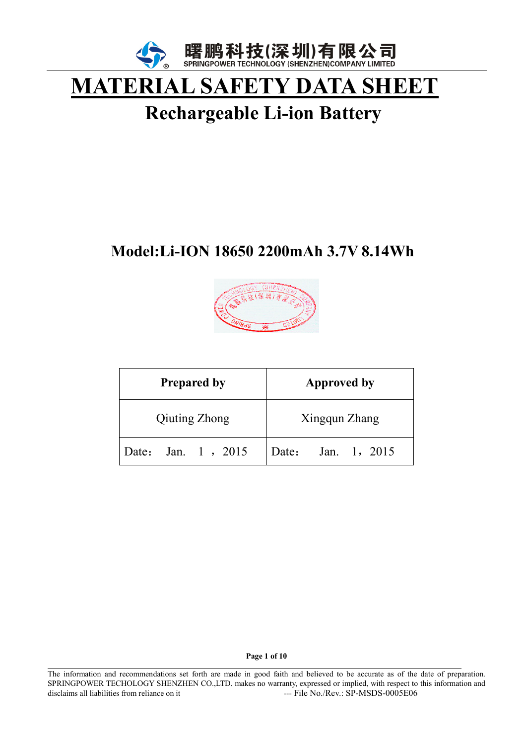曙鹏科技(深圳)有限公司
SPRINGPOWER TECHNOLOGY (SHENZHEN)COMPANY LIMITED

# MATERIAL SAFETY DATA SHEET

## Rechargeable Li-ion Battery

### Model:Li-ION 18650 2200mAh 3.7V 8.14Wh

| Prepared by | Approved by |
|---|---|
| Qiuting Zhong | Xingqun Zhang |
| Date： Jan. 1 ，2015 | Date： Jan. 1，2015 |

The information and recommendations set forth are made in good faith and believed to be accurate as of the date of preparation. SPRINGPOWER TECHOLOGY SHENZHEN CO.,LTD. makes no warranty, expressed or implied, with respect to this information and disclaims all liabilities from reliance on it --- File No./Rev.: SP-MSDS-0005E06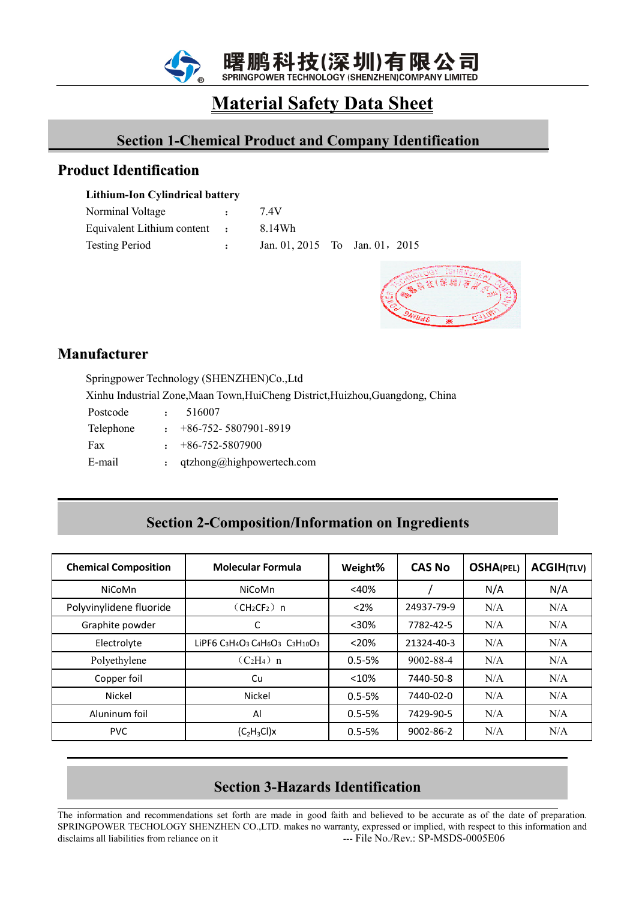曙鹏科技(深圳)有限公司
SPRINGPOWER TECHNOLOGY (SHENZHEN)COMPANY LIMITED

# Material Safety Data Sheet

## Section 1-Chemical Product and Company Identification

### Product Identification

**Lithium-Ion Cylindrical battery**

| | | |
|---|---|---|
| Norminal Voltage | : | 7.4V |
| Equivalent Lithium content | : | 8.14Wh |
| Testing Period | : | Jan. 01, 2015 To Jan. 01，2015 |

### Manufacturer

Springpower Technology (SHENZHEN)Co.,Ltd

Xinhu Industrial Zone,Maan Town,HuiCheng District,Huizhou,Guangdong, China

| | | |
|---|---|---|
| Postcode | : | 516007 |
| Telephone | : | +86-752- 5807901-8919 |
| Fax | : | +86-752-5807900 |
| E-mail | : | qtzhong@highpowertech.com |

## Section 2-Composition/Information on Ingredients

| Chemical Composition | Molecular Formula | Weight% | CAS No | OSHA(PEL) | ACGIH(TLV) |
|---|---|---|---|---|---|
| NiCoMn | NiCoMn | <40% | / | N/A | N/A |
| Polyvinylidene fluoride | （$CH_2CF_2$）n | <2% | 24937-79-9 | N/A | N/A |
| Graphite powder | C | <30% | 7782-42-5 | N/A | N/A |
| Electrolyte | $LiPF6$ $C_3H_4O_3$ $C_4H_6O_3$ $C_3H_{10}O_3$ | <20% | 21324-40-3 | N/A | N/A |
| Polyethylene | （$C_2H_4$）n | 0.5-5% | 9002-88-4 | N/A | N/A |
| Copper foil | Cu | <10% | 7440-50-8 | N/A | N/A |
| Nickel | Nickel | 0.5-5% | 7440-02-0 | N/A | N/A |
| Aluninum foil | Al | 0.5-5% | 7429-90-5 | N/A | N/A |
| PVC | $(C_2H_3Cl)x$ | 0.5-5% | 9002-86-2 | N/A | N/A |

## Section 3-Hazards Identification

The information and recommendations set forth are made in good faith and believed to be accurate as of the date of preparation. SPRINGPOWER TECHOLOGY SHENZHEN CO.,LTD. makes no warranty, expressed or implied, with respect to this information and disclaims all liabilities from reliance on it --- File No./Rev.: SP-MSDS-0005E06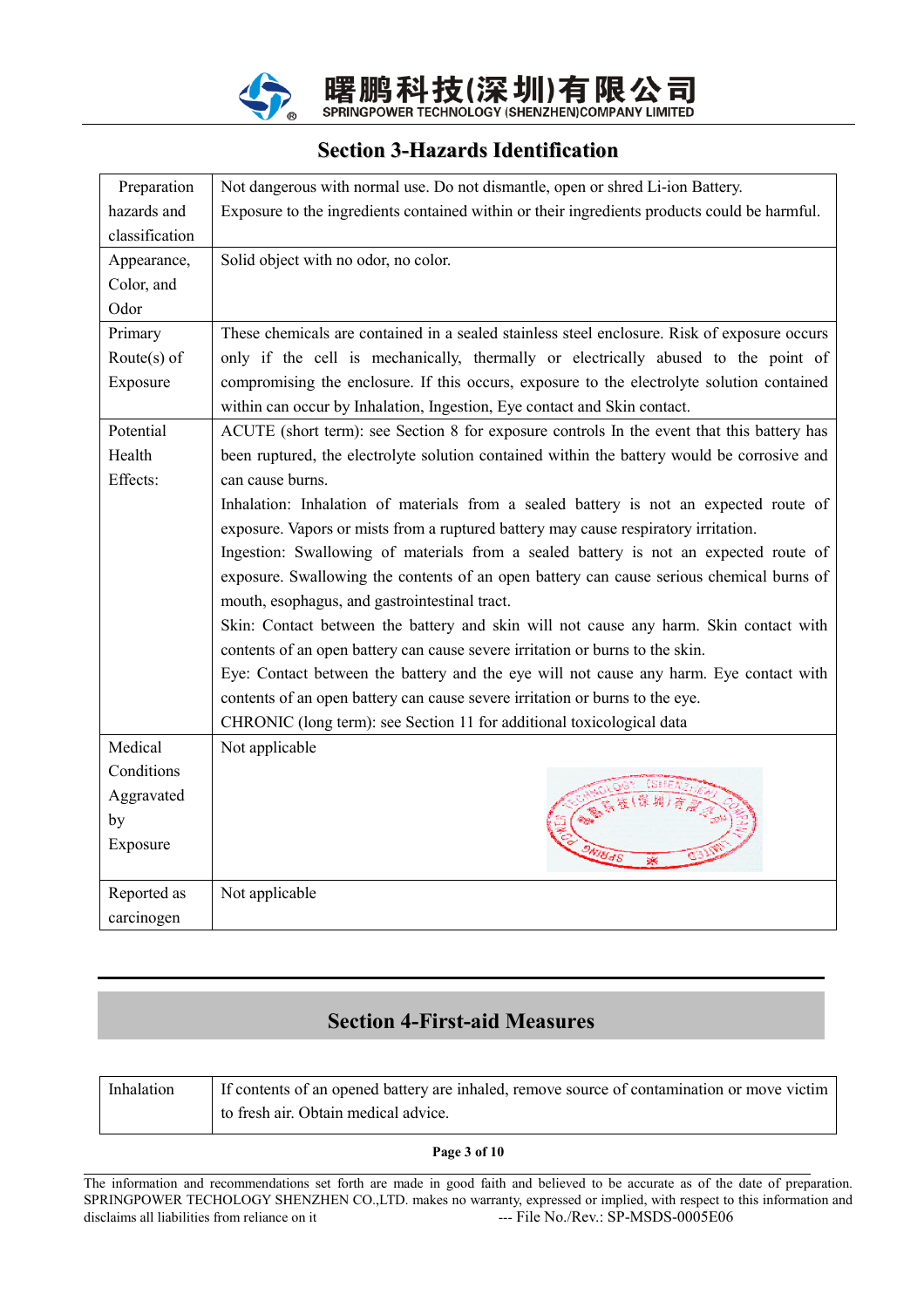## Section 3-Hazards Identification

| | |
|---|---|
| Preparation hazards and classification | Not dangerous with normal use. Do not dismantle, open or shred Li-ion Battery.<br>Exposure to the ingredients contained within or their ingredients products could be harmful. |
| Appearance, Color, and Odor | Solid object with no odor, no color. |
| Primary Route(s) of Exposure | These chemicals are contained in a sealed stainless steel enclosure. Risk of exposure occurs only if the cell is mechanically, thermally or electrically abused to the point of compromising the enclosure. If this occurs, exposure to the electrolyte solution contained within can occur by Inhalation, Ingestion, Eye contact and Skin contact. |
| Potential Health Effects: | ACUTE (short term): see Section 8 for exposure controls In the event that this battery has been ruptured, the electrolyte solution contained within the battery would be corrosive and can cause burns.<br>Inhalation: Inhalation of materials from a sealed battery is not an expected route of exposure. Vapors or mists from a ruptured battery may cause respiratory irritation.<br>Ingestion: Swallowing of materials from a sealed battery is not an expected route of exposure. Swallowing the contents of an open battery can cause serious chemical burns of mouth, esophagus, and gastrointestinal tract.<br>Skin: Contact between the battery and skin will not cause any harm. Skin contact with contents of an open battery can cause severe irritation or burns to the skin.<br>Eye: Contact between the battery and the eye will not cause any harm. Eye contact with contents of an open battery can cause severe irritation or burns to the eye.<br>CHRONIC (long term): see Section 11 for additional toxicological data |
| Medical Conditions Aggravated by Exposure | Not applicable |
| Reported as carcinogen | Not applicable |

## Section 4-First-aid Measures

| | |
|---|---|
| Inhalation | If contents of an opened battery are inhaled, remove source of contamination or move victim to fresh air. Obtain medical advice. |

The information and recommendations set forth are made in good faith and believed to be accurate as of the date of preparation. SPRINGPOWER TECHOLOGY SHENZHEN CO.,LTD. makes no warranty, expressed or implied, with respect to this information and disclaims all liabilities from reliance on it --- File No./Rev.: SP-MSDS-0005E06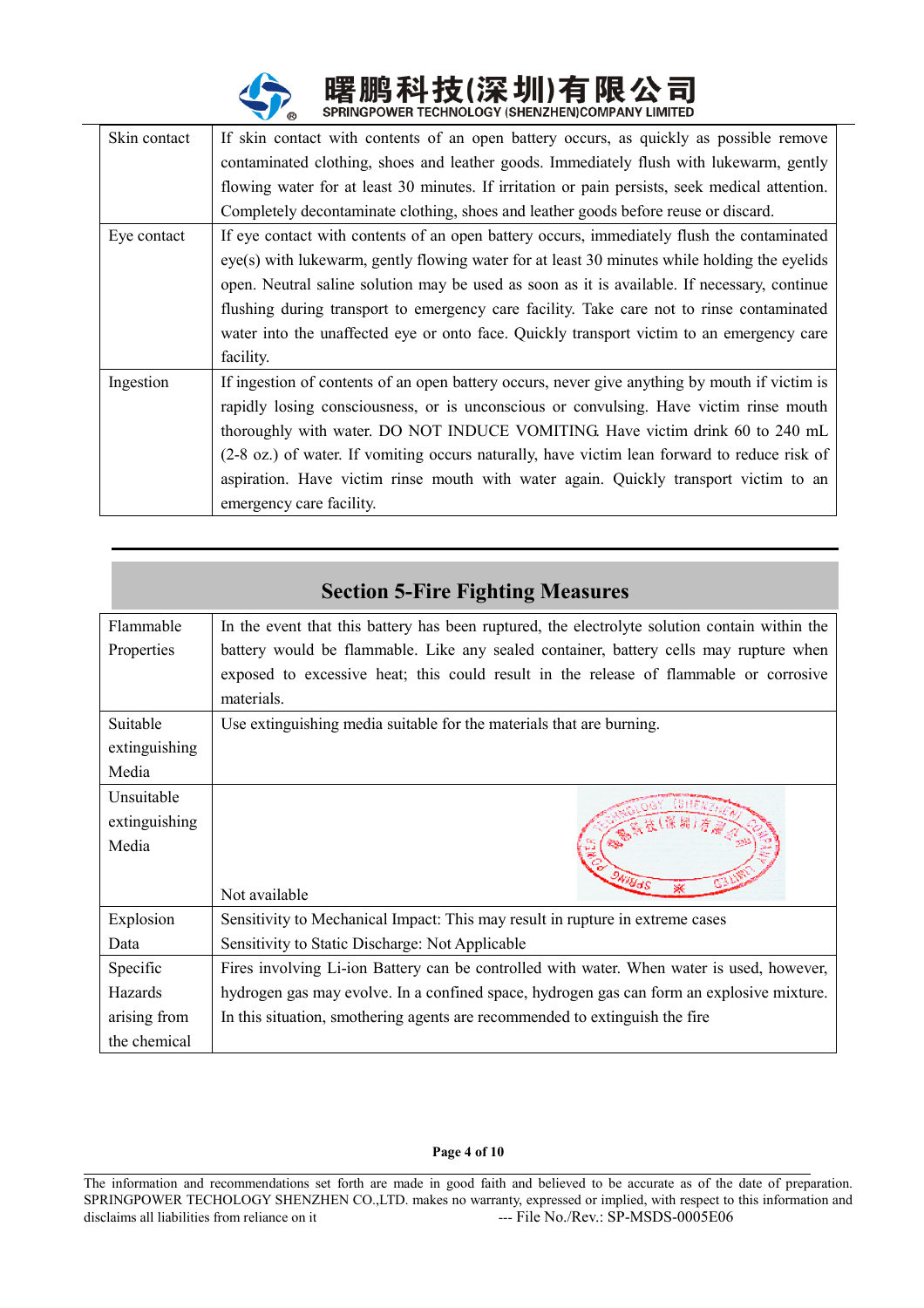| Skin contact | If skin contact with contents of an open battery occurs, as quickly as possible remove contaminated clothing, shoes and leather goods. Immediately flush with lukewarm, gently flowing water for at least 30 minutes. If irritation or pain persists, seek medical attention. Completely decontaminate clothing, shoes and leather goods before reuse or discard. |
|---|---|
| Eye contact | If eye contact with contents of an open battery occurs, immediately flush the contaminated eye(s) with lukewarm, gently flowing water for at least 30 minutes while holding the eyelids open. Neutral saline solution may be used as soon as it is available. If necessary, continue flushing during transport to emergency care facility. Take care not to rinse contaminated water into the unaffected eye or onto face. Quickly transport victim to an emergency care facility. |
| Ingestion | If ingestion of contents of an open battery occurs, never give anything by mouth if victim is rapidly losing consciousness, or is unconscious or convulsing. Have victim rinse mouth thoroughly with water. DO NOT INDUCE VOMITING. Have victim drink 60 to 240 mL (2-8 oz.) of water. If vomiting occurs naturally, have victim lean forward to reduce risk of aspiration. Have victim rinse mouth with water again. Quickly transport victim to an emergency care facility. |

## Section 5-Fire Fighting Measures

| Flammable Properties | In the event that this battery has been ruptured, the electrolyte solution contain within the battery would be flammable. Like any sealed container, battery cells may rupture when exposed to excessive heat; this could result in the release of flammable or corrosive materials. |
|---|---|
| Suitable extinguishing Media | Use extinguishing media suitable for the materials that are burning. |
| Unsuitable extinguishing Media | Not available |
| Explosion Data | Sensitivity to Mechanical Impact: This may result in rupture in extreme cases<br>Sensitivity to Static Discharge: Not Applicable |
| Specific Hazards arising from the chemical | Fires involving Li-ion Battery can be controlled with water. When water is used, however, hydrogen gas may evolve. In a confined space, hydrogen gas can form an explosive mixture. In this situation, smothering agents are recommended to extinguish the fire |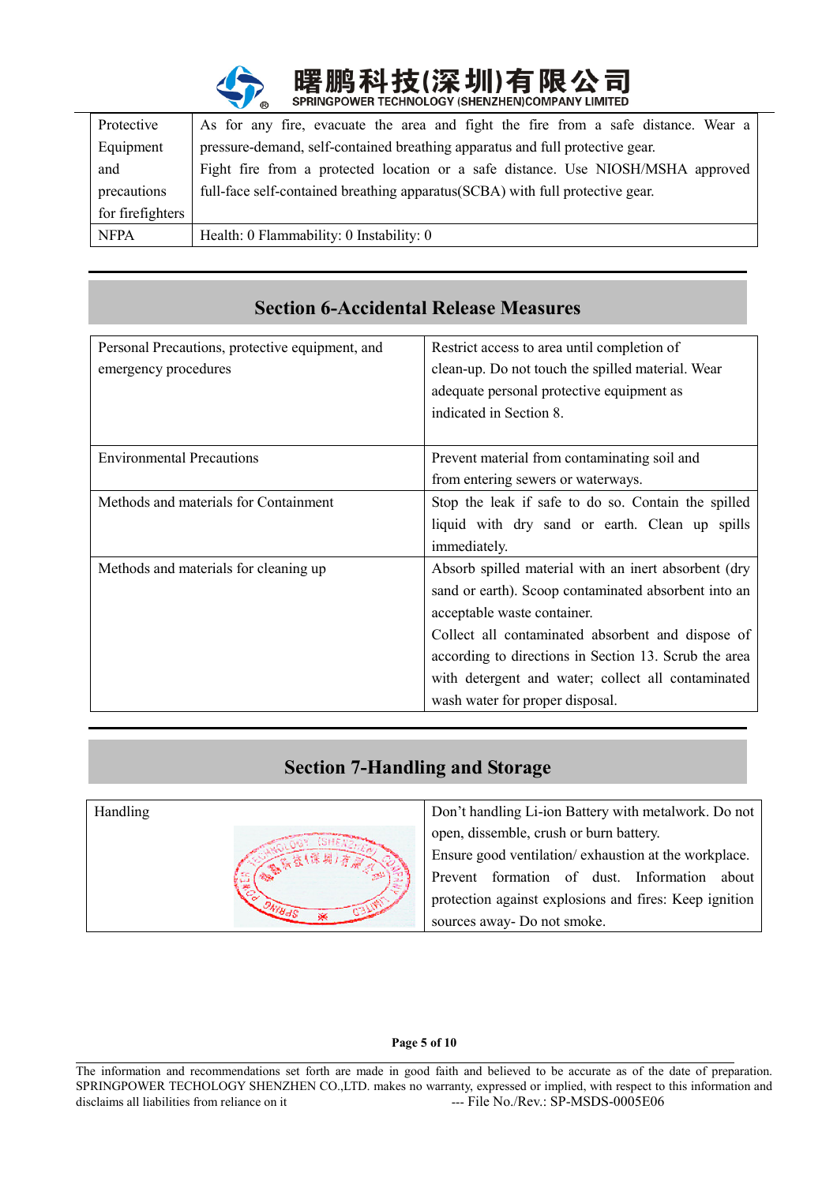| Protective Equipment and precautions for firefighters | As for any fire, evacuate the area and fight the fire from a safe distance. Wear a pressure-demand, self-contained breathing apparatus and full protective gear. Fight fire from a protected location or a safe distance. Use NIOSH/MSHA approved full-face self-contained breathing apparatus(SCBA) with full protective gear. |
|---|---|
| NFPA | Health: 0 Flammability: 0 Instability: 0 |

## Section 6-Accidental Release Measures

| Personal Precautions, protective equipment, and emergency procedures | Restrict access to area until completion of clean-up. Do not touch the spilled material. Wear adequate personal protective equipment as indicated in Section 8. |
|---|---|
| Environmental Precautions | Prevent material from contaminating soil and from entering sewers or waterways. |
| Methods and materials for Containment | Stop the leak if safe to do so. Contain the spilled liquid with dry sand or earth. Clean up spills immediately. |
| Methods and materials for cleaning up | Absorb spilled material with an inert absorbent (dry sand or earth). Scoop contaminated absorbent into an acceptable waste container. Collect all contaminated absorbent and dispose of according to directions in Section 13. Scrub the area with detergent and water; collect all contaminated wash water for proper disposal. |

## Section 7-Handling and Storage

| Handling | Don't handling Li-ion Battery with metalwork. Do not open, dissemble, crush or burn battery. Ensure good ventilation/ exhaustion at the workplace. Prevent formation of dust. Information about protection against explosions and fires: Keep ignition sources away- Do not smoke. |
|---|---|

The information and recommendations set forth are made in good faith and believed to be accurate as of the date of preparation. SPRINGPOWER TECHOLOGY SHENZHEN CO.,LTD. makes no warranty, expressed or implied, with respect to this information and disclaims all liabilities from reliance on it --- File No./Rev.: SP-MSDS-0005E06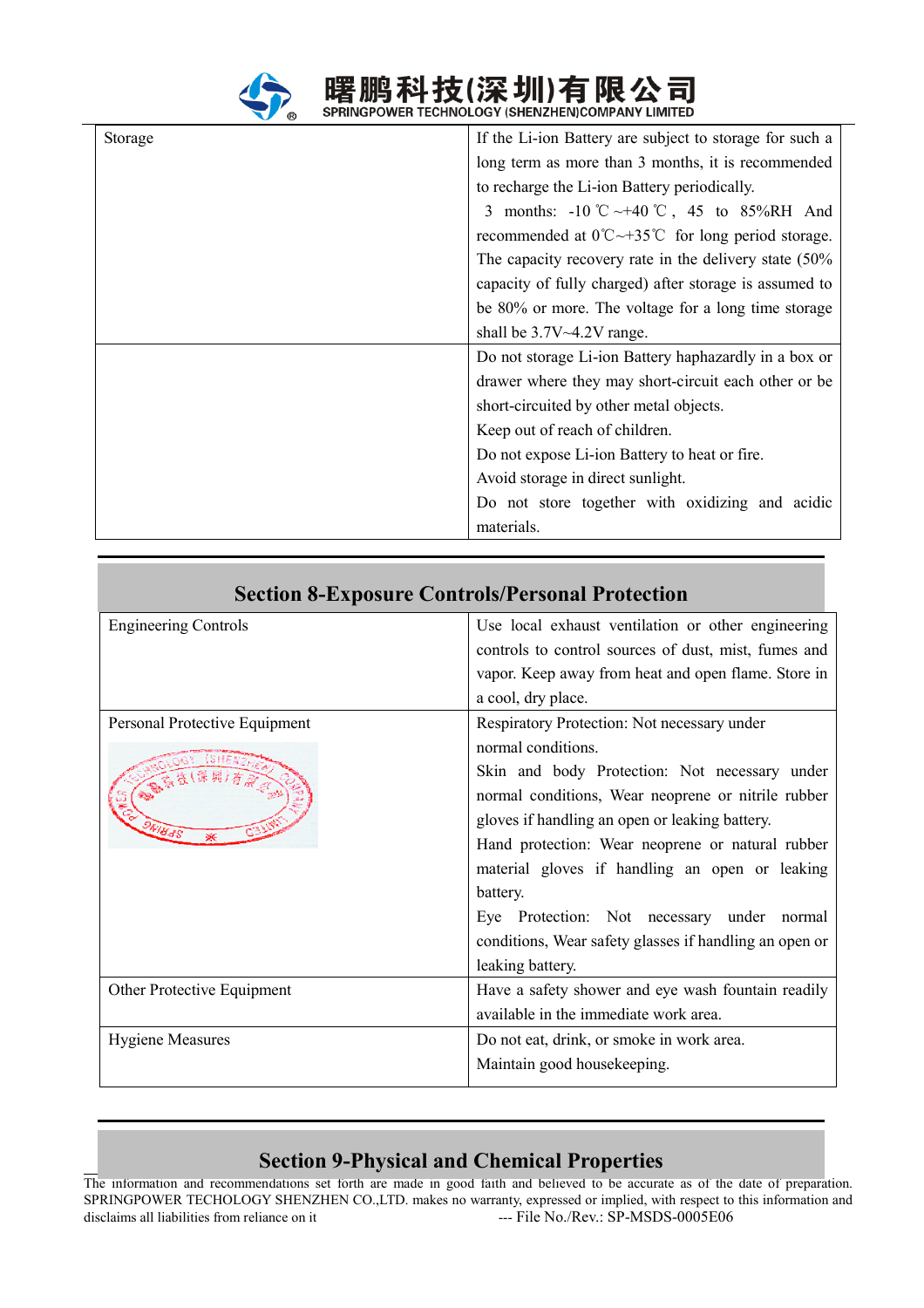| | |
|---|---|
| Storage | If the Li-ion Battery are subject to storage for such a long term as more than 3 months, it is recommended to recharge the Li-ion Battery periodically.<br>3 months: -10℃~+40℃, 45 to 85%RH And recommended at 0℃~+35℃ for long period storage. The capacity recovery rate in the delivery state (50% capacity of fully charged) after storage is assumed to be 80% or more. The voltage for a long time storage shall be 3.7V~4.2V range. |
| | Do not storage Li-ion Battery haphazardly in a box or drawer where they may short-circuit each other or be short-circuited by other metal objects.<br>Keep out of reach of children.<br>Do not expose Li-ion Battery to heat or fire.<br>Avoid storage in direct sunlight.<br>Do not store together with oxidizing and acidic materials. |

## Section 8-Exposure Controls/Personal Protection

| | |
|---|---|
| Engineering Controls | Use local exhaust ventilation or other engineering controls to control sources of dust, mist, fumes and vapor. Keep away from heat and open flame. Store in a cool, dry place. |
| Personal Protective Equipment | Respiratory Protection: Not necessary under normal conditions.<br>Skin and body Protection: Not necessary under normal conditions, Wear neoprene or nitrile rubber gloves if handling an open or leaking battery.<br>Hand protection: Wear neoprene or natural rubber material gloves if handling an open or leaking battery.<br>Eye Protection: Not necessary under normal conditions, Wear safety glasses if handling an open or leaking battery. |
| Other Protective Equipment | Have a safety shower and eye wash fountain readily available in the immediate work area. |
| Hygiene Measures | Do not eat, drink, or smoke in work area.<br>Maintain good housekeeping. |

## Section 9-Physical and Chemical Properties

The information and recommendations set forth are made in good faith and believed to be accurate as of the date of preparation. SPRINGPOWER TECHOLOGY SHENZHEN CO.,LTD. makes no warranty, expressed or implied, with respect to this information and disclaims all liabilities from reliance on it --- File No./Rev.: SP-MSDS-0005E06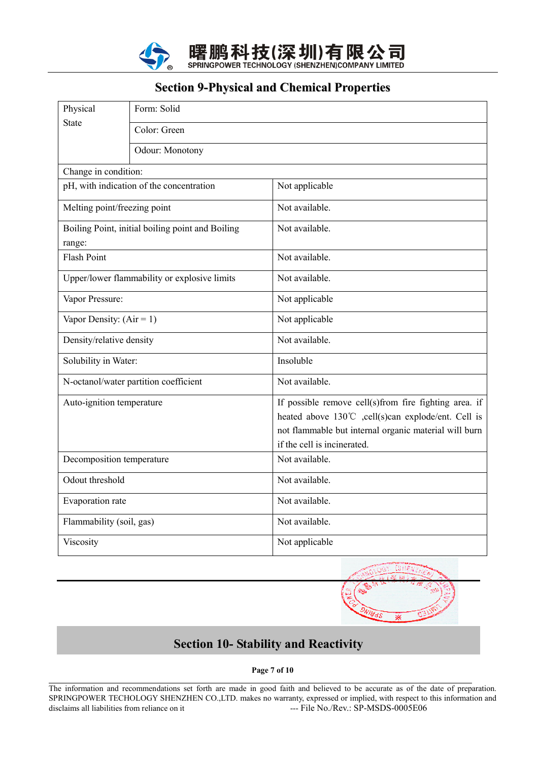## Section 9-Physical and Chemical Properties

| Physical State | Form: Solid |
|---|---|
| | Color: Green |
| | Odour: Monotony |

| Change in condition: | |
|---|---|
| pH, with indication of the concentration | Not applicable |
| Melting point/freezing point | Not available. |
| Boiling Point, initial boiling point and Boiling range: | Not available. |
| Flash Point | Not available. |
| Upper/lower flammability or explosive limits | Not available. |
| Vapor Pressure: | Not applicable |
| Vapor Density: (Air = 1) | Not applicable |
| Density/relative density | Not available. |
| Solubility in Water: | Insoluble |
| N-octanol/water partition coefficient | Not available. |
| Auto-ignition temperature | If possible remove cell(s)from fire fighting area. if heated above 130℃ ,cell(s)can explode/ent. Cell is not flammable but internal organic material will burn if the cell is incinerated. |
| Decomposition temperature | Not available. |
| Odout threshold | Not available. |
| Evaporation rate | Not available. |
| Flammability (soil, gas) | Not available. |
| Viscosity | Not applicable |

## Section 10- Stability and Reactivity

The information and recommendations set forth are made in good faith and believed to be accurate as of the date of preparation. SPRINGPOWER TECHOLOGY SHENZHEN CO.,LTD. makes no warranty, expressed or implied, with respect to this information and disclaims all liabilities from reliance on it --- File No./Rev.: SP-MSDS-0005E06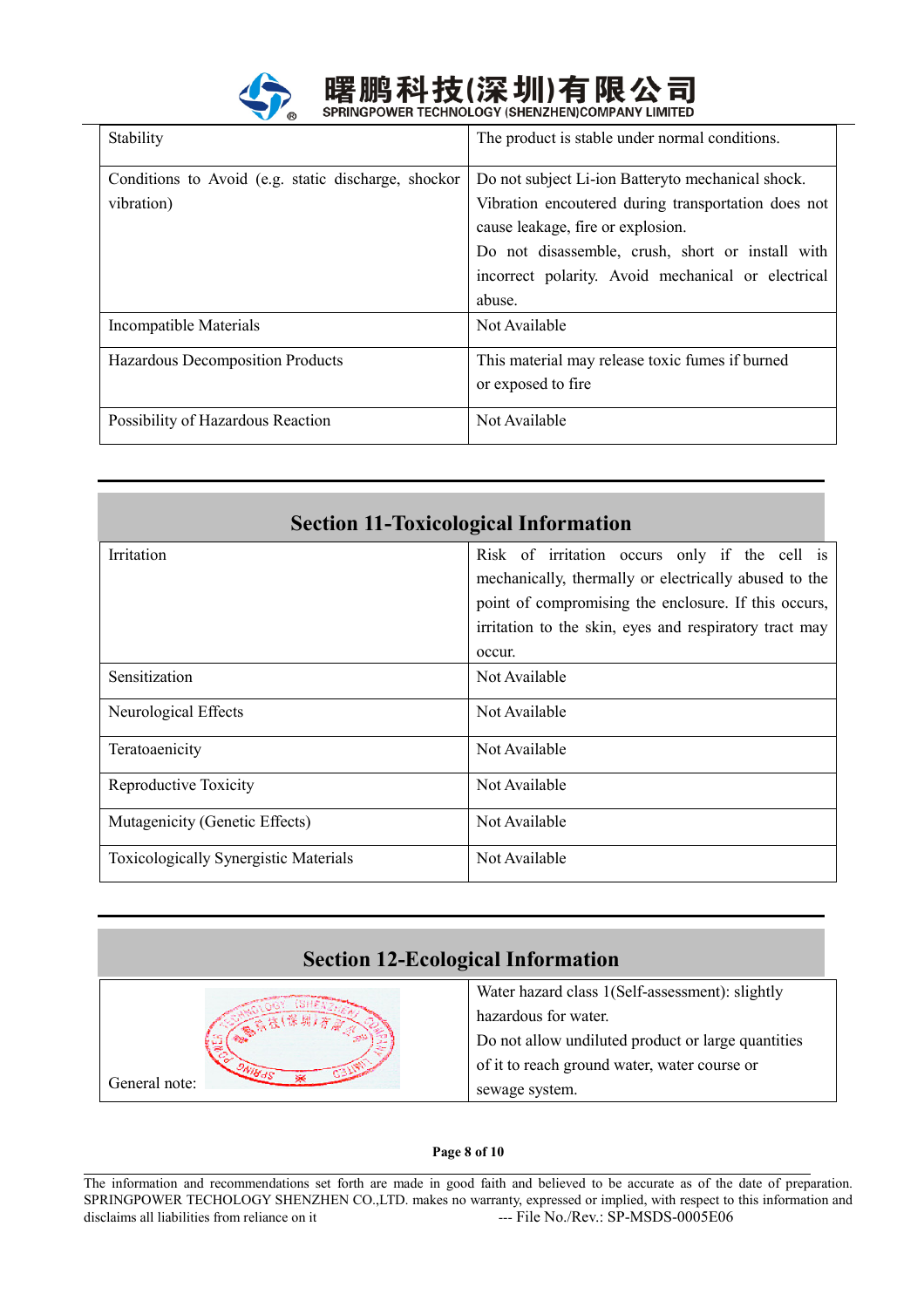| Stability | The product is stable under normal conditions. |
|---|---|
| Conditions to Avoid (e.g. static discharge, shockor vibration) | Do not subject Li-ion Batteryto mechanical shock. Vibration encoutered during transportation does not cause leakage, fire or explosion. Do not disassemble, crush, short or install with incorrect polarity. Avoid mechanical or electrical abuse. |
| Incompatible Materials | Not Available |
| Hazardous Decomposition Products | This material may release toxic fumes if burned or exposed to fire |
| Possibility of Hazardous Reaction | Not Available |

## Section 11-Toxicological Information

| Irritation | Risk of irritation occurs only if the cell is mechanically, thermally or electrically abused to the point of compromising the enclosure. If this occurs, irritation to the skin, eyes and respiratory tract may occur. |
|---|---|
| Sensitization | Not Available |
| Neurological Effects | Not Available |
| Teratoaenicity | Not Available |
| Reproductive Toxicity | Not Available |
| Mutagenicity (Genetic Effects) | Not Available |
| Toxicologically Synergistic Materials | Not Available |

## Section 12-Ecological Information

| General note: | Water hazard class 1(Self-assessment): slightly hazardous for water. Do not allow undiluted product or large quantities of it to reach ground water, water course or sewage system. |
|---|---|

The information and recommendations set forth are made in good faith and believed to be accurate as of the date of preparation. SPRINGPOWER TECHOLOGY SHENZHEN CO.,LTD. makes no warranty, expressed or implied, with respect to this information and disclaims all liabilities from reliance on it --- File No./Rev.: SP-MSDS-0005E06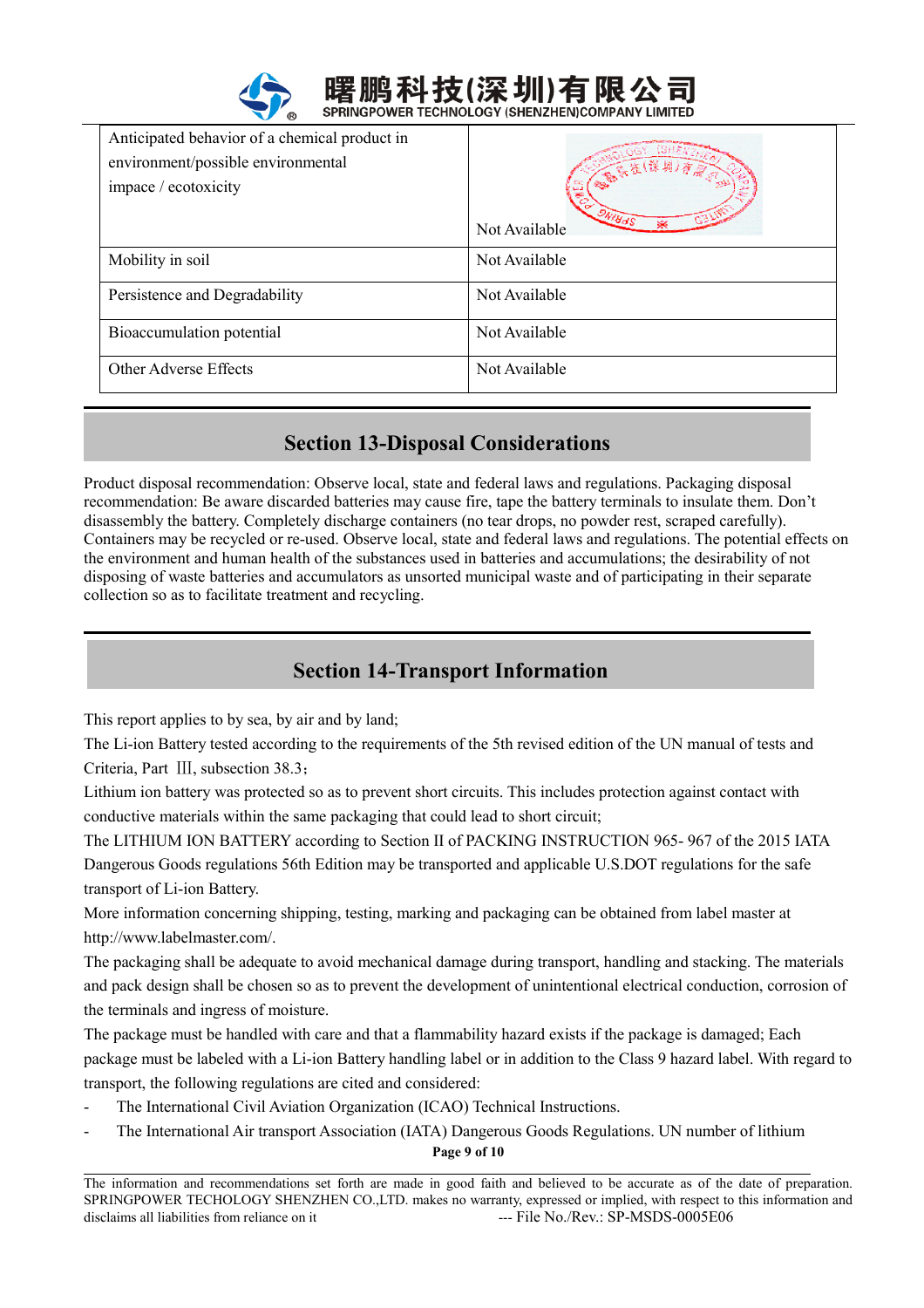| Anticipated behavior of a chemical product in environment/possible environmental impace / ecotoxicity | Not Available |
|---|---|
| Mobility in soil | Not Available |
| Persistence and Degradability | Not Available |
| Bioaccumulation potential | Not Available |
| Other Adverse Effects | Not Available |

## Section 13-Disposal Considerations

Product disposal recommendation: Observe local, state and federal laws and regulations. Packaging disposal recommendation: Be aware discarded batteries may cause fire, tape the battery terminals to insulate them. Don't disassembly the battery. Completely discharge containers (no tear drops, no powder rest, scraped carefully). Containers may be recycled or re-used. Observe local, state and federal laws and regulations. The potential effects on the environment and human health of the substances used in batteries and accumulations; the desirability of not disposing of waste batteries and accumulators as unsorted municipal waste and of participating in their separate collection so as to facilitate treatment and recycling.

## Section 14-Transport Information

This report applies to by sea, by air and by land;

The Li-ion Battery tested according to the requirements of the 5th revised edition of the UN manual of tests and Criteria, Part Ⅲ, subsection 38.3；

Lithium ion battery was protected so as to prevent short circuits. This includes protection against contact with conductive materials within the same packaging that could lead to short circuit;

The LITHIUM ION BATTERY according to Section II of PACKING INSTRUCTION 965- 967 of the 2015 IATA Dangerous Goods regulations 56th Edition may be transported and applicable U.S.DOT regulations for the safe transport of Li-ion Battery.

More information concerning shipping, testing, marking and packaging can be obtained from label master at http://www.labelmaster.com/.

The packaging shall be adequate to avoid mechanical damage during transport, handling and stacking. The materials and pack design shall be chosen so as to prevent the development of unintentional electrical conduction, corrosion of the terminals and ingress of moisture.

The package must be handled with care and that a flammability hazard exists if the package is damaged; Each package must be labeled with a Li-ion Battery handling label or in addition to the Class 9 hazard label. With regard to transport, the following regulations are cited and considered:

- The International Civil Aviation Organization (ICAO) Technical Instructions.
- The International Air transport Association (IATA) Dangerous Goods Regulations. UN number of lithium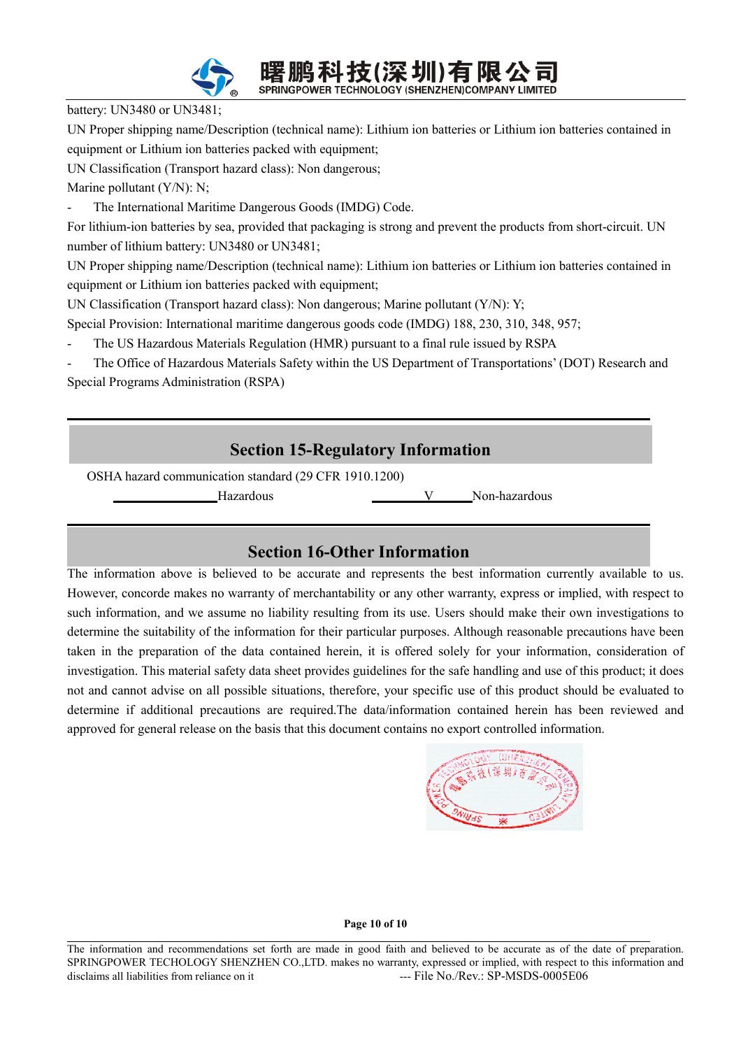battery: UN3480 or UN3481;

UN Proper shipping name/Description (technical name): Lithium ion batteries or Lithium ion batteries contained in equipment or Lithium ion batteries packed with equipment;

UN Classification (Transport hazard class): Non dangerous;

Marine pollutant (Y/N): N;

- The International Maritime Dangerous Goods (IMDG) Code.

For lithium-ion batteries by sea, provided that packaging is strong and prevent the products from short-circuit. UN number of lithium battery: UN3480 or UN3481;

UN Proper shipping name/Description (technical name): Lithium ion batteries or Lithium ion batteries contained in equipment or Lithium ion batteries packed with equipment;

UN Classification (Transport hazard class): Non dangerous; Marine pollutant (Y/N): Y;

Special Provision: International maritime dangerous goods code (IMDG) 188, 230, 310, 348, 957;

- The US Hazardous Materials Regulation (HMR) pursuant to a final rule issued by RSPA
- The Office of Hazardous Materials Safety within the US Department of Transportations' (DOT) Research and Special Programs Administration (RSPA)

## Section 15-Regulatory Information

OSHA hazard communication standard (29 CFR 1910.1200)

\_\_\_\_\_\_\_\_\_\_ Hazardous \_\_\_\_\_V\_\_\_\_\_ Non-hazardous

## Section 16-Other Information

The information above is believed to be accurate and represents the best information currently available to us. However, concorde makes no warranty of merchantability or any other warranty, express or implied, with respect to such information, and we assume no liability resulting from its use. Users should make their own investigations to determine the suitability of the information for their particular purposes. Although reasonable precautions have been taken in the preparation of the data contained herein, it is offered solely for your information, consideration of investigation. This material safety data sheet provides guidelines for the safe handling and use of this product; it does not and cannot advise on all possible situations, therefore, your specific use of this product should be evaluated to determine if additional precautions are required.The data/information contained herein has been reviewed and approved for general release on the basis that this document contains no export controlled information.